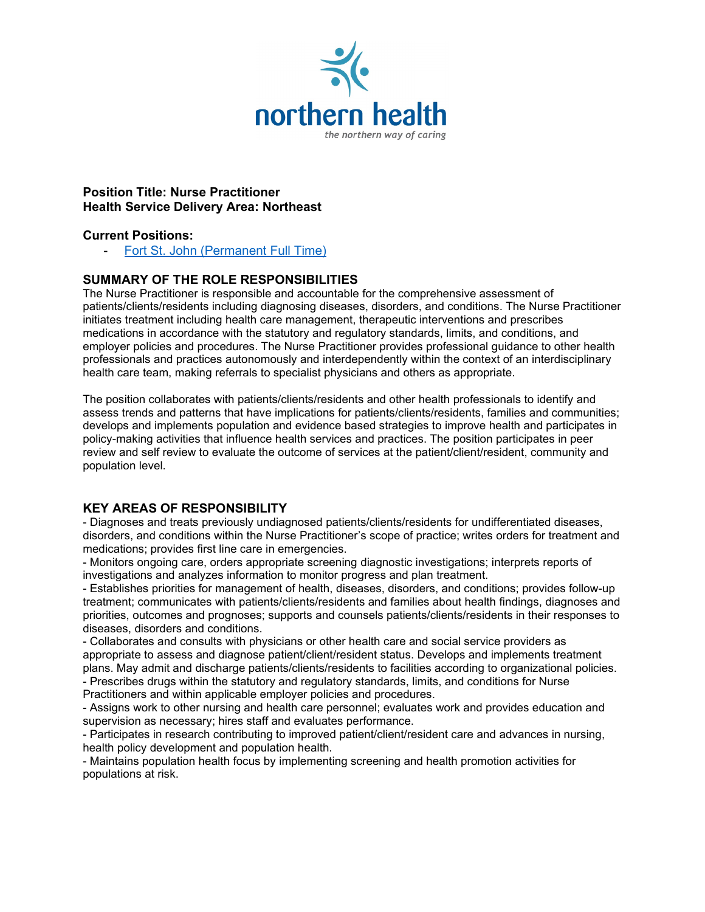**Position Title: Nurse Practitioner**
**Health Service Delivery Area: Northeast**

**Current Positions:**

- [Fort St. John (Permanent Full Time)]

## SUMMARY OF THE ROLE RESPONSIBILITIES

The Nurse Practitioner is responsible and accountable for the comprehensive assessment of patients/clients/residents including diagnosing diseases, disorders, and conditions. The Nurse Practitioner initiates treatment including health care management, therapeutic interventions and prescribes medications in accordance with the statutory and regulatory standards, limits, and conditions, and employer policies and procedures. The Nurse Practitioner provides professional guidance to other health professionals and practices autonomously and interdependently within the context of an interdisciplinary health care team, making referrals to specialist physicians and others as appropriate.

The position collaborates with patients/clients/residents and other health professionals to identify and assess trends and patterns that have implications for patients/clients/residents, families and communities; develops and implements population and evidence based strategies to improve health and participates in policy-making activities that influence health services and practices. The position participates in peer review and self review to evaluate the outcome of services at the patient/client/resident, community and population level.

## KEY AREAS OF RESPONSIBILITY

- Diagnoses and treats previously undiagnosed patients/clients/residents for undifferentiated diseases, disorders, and conditions within the Nurse Practitioner's scope of practice; writes orders for treatment and medications; provides first line care in emergencies.
- Monitors ongoing care, orders appropriate screening diagnostic investigations; interprets reports of investigations and analyzes information to monitor progress and plan treatment.
- Establishes priorities for management of health, diseases, disorders, and conditions; provides follow-up treatment; communicates with patients/clients/residents and families about health findings, diagnoses and priorities, outcomes and prognoses; supports and counsels patients/clients/residents in their responses to diseases, disorders and conditions.
- Collaborates and consults with physicians or other health care and social service providers as appropriate to assess and diagnose patient/client/resident status. Develops and implements treatment plans. May admit and discharge patients/clients/residents to facilities according to organizational policies.
- Prescribes drugs within the statutory and regulatory standards, limits, and conditions for Nurse Practitioners and within applicable employer policies and procedures.
- Assigns work to other nursing and health care personnel; evaluates work and provides education and supervision as necessary; hires staff and evaluates performance.
- Participates in research contributing to improved patient/client/resident care and advances in nursing, health policy development and population health.
- Maintains population health focus by implementing screening and health promotion activities for populations at risk.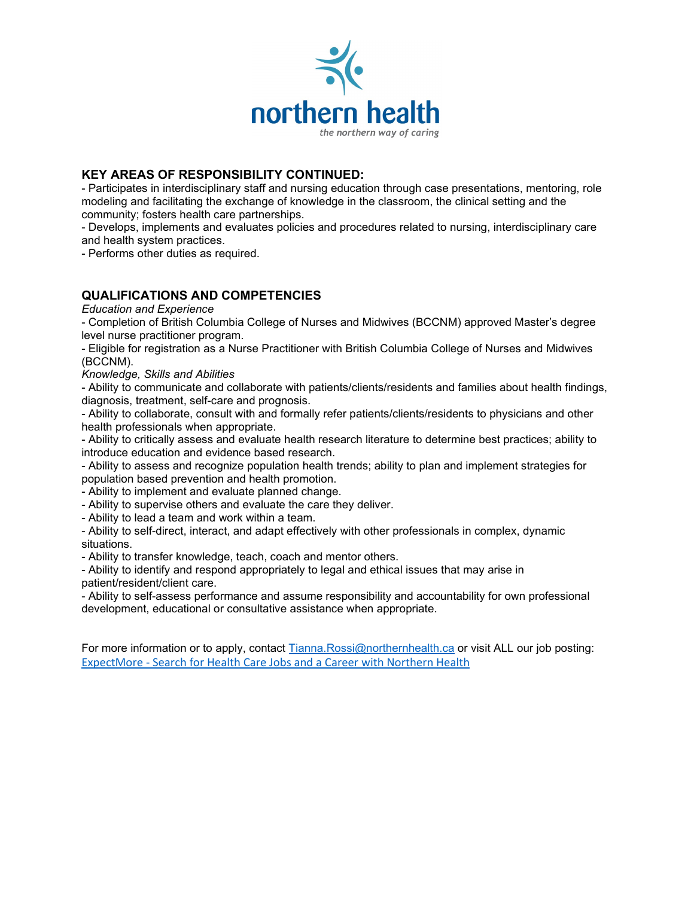northern health

*the northern way of caring*

## KEY AREAS OF RESPONSIBILITY CONTINUED:

- Participates in interdisciplinary staff and nursing education through case presentations, mentoring, role modeling and facilitating the exchange of knowledge in the classroom, the clinical setting and the community; fosters health care partnerships.
- Develops, implements and evaluates policies and procedures related to nursing, interdisciplinary care and health system practices.
- Performs other duties as required.

## QUALIFICATIONS AND COMPETENCIES

*Education and Experience*

- Completion of British Columbia College of Nurses and Midwives (BCCNM) approved Master's degree level nurse practitioner program.
- Eligible for registration as a Nurse Practitioner with British Columbia College of Nurses and Midwives (BCCNM).

*Knowledge, Skills and Abilities*

- Ability to communicate and collaborate with patients/clients/residents and families about health findings, diagnosis, treatment, self-care and prognosis.
- Ability to collaborate, consult with and formally refer patients/clients/residents to physicians and other health professionals when appropriate.
- Ability to critically assess and evaluate health research literature to determine best practices; ability to introduce education and evidence based research.
- Ability to assess and recognize population health trends; ability to plan and implement strategies for population based prevention and health promotion.
- Ability to implement and evaluate planned change.
- Ability to supervise others and evaluate the care they deliver.
- Ability to lead a team and work within a team.
- Ability to self-direct, interact, and adapt effectively with other professionals in complex, dynamic situations.
- Ability to transfer knowledge, teach, coach and mentor others.
- Ability to identify and respond appropriately to legal and ethical issues that may arise in patient/resident/client care.
- Ability to self-assess performance and assume responsibility and accountability for own professional development, educational or consultative assistance when appropriate.

For more information or to apply, contact Tianna.Rossi@northernhealth.ca or visit ALL our job posting: ExpectMore - Search for Health Care Jobs and a Career with Northern Health